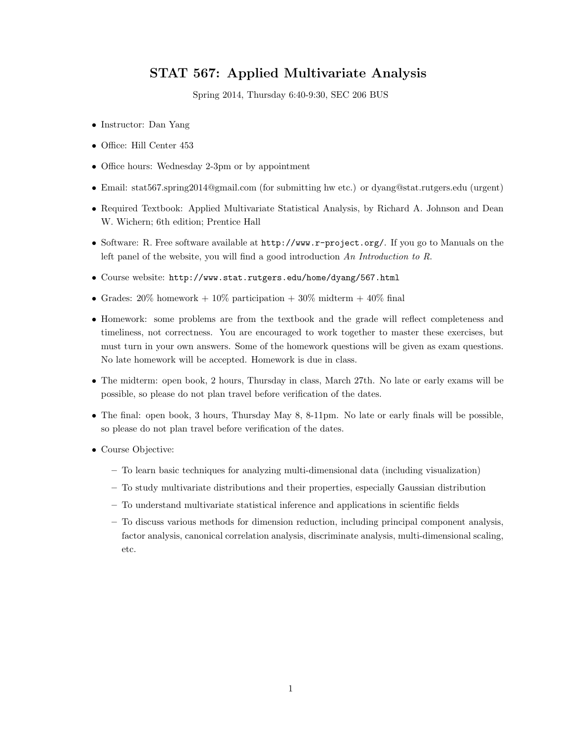# STAT 567: Applied Multivariate Analysis

Spring 2014, Thursday 6:40-9:30, SEC 206 BUS

- Instructor: Dan Yang
- Office: Hill Center 453
- Office hours: Wednesday 2-3pm or by appointment
- Email: stat567.spring2014@gmail.com (for submitting hw etc.) or dyang@stat.rutgers.edu (urgent)
- Required Textbook: Applied Multivariate Statistical Analysis, by Richard A. Johnson and Dean W. Wichern; 6th edition; Prentice Hall
- Software: R. Free software available at `http://www.r-project.org/`. If you go to Manuals on the left panel of the website, you will find a good introduction *An Introduction to R*.
- Course website: `http://www.stat.rutgers.edu/home/dyang/567.html`
- Grades: 20% homework + 10% participation + 30% midterm + 40% final
- Homework: some problems are from the textbook and the grade will reflect completeness and timeliness, not correctness. You are encouraged to work together to master these exercises, but must turn in your own answers. Some of the homework questions will be given as exam questions. No late homework will be accepted. Homework is due in class.
- The midterm: open book, 2 hours, Thursday in class, March 27th. No late or early exams will be possible, so please do not plan travel before verification of the dates.
- The final: open book, 3 hours, Thursday May 8, 8-11pm. No late or early finals will be possible, so please do not plan travel before verification of the dates.
- Course Objective:
  - To learn basic techniques for analyzing multi-dimensional data (including visualization)
  - To study multivariate distributions and their properties, especially Gaussian distribution
  - To understand multivariate statistical inference and applications in scientific fields
  - To discuss various methods for dimension reduction, including principal component analysis, factor analysis, canonical correlation analysis, discriminate analysis, multi-dimensional scaling, etc.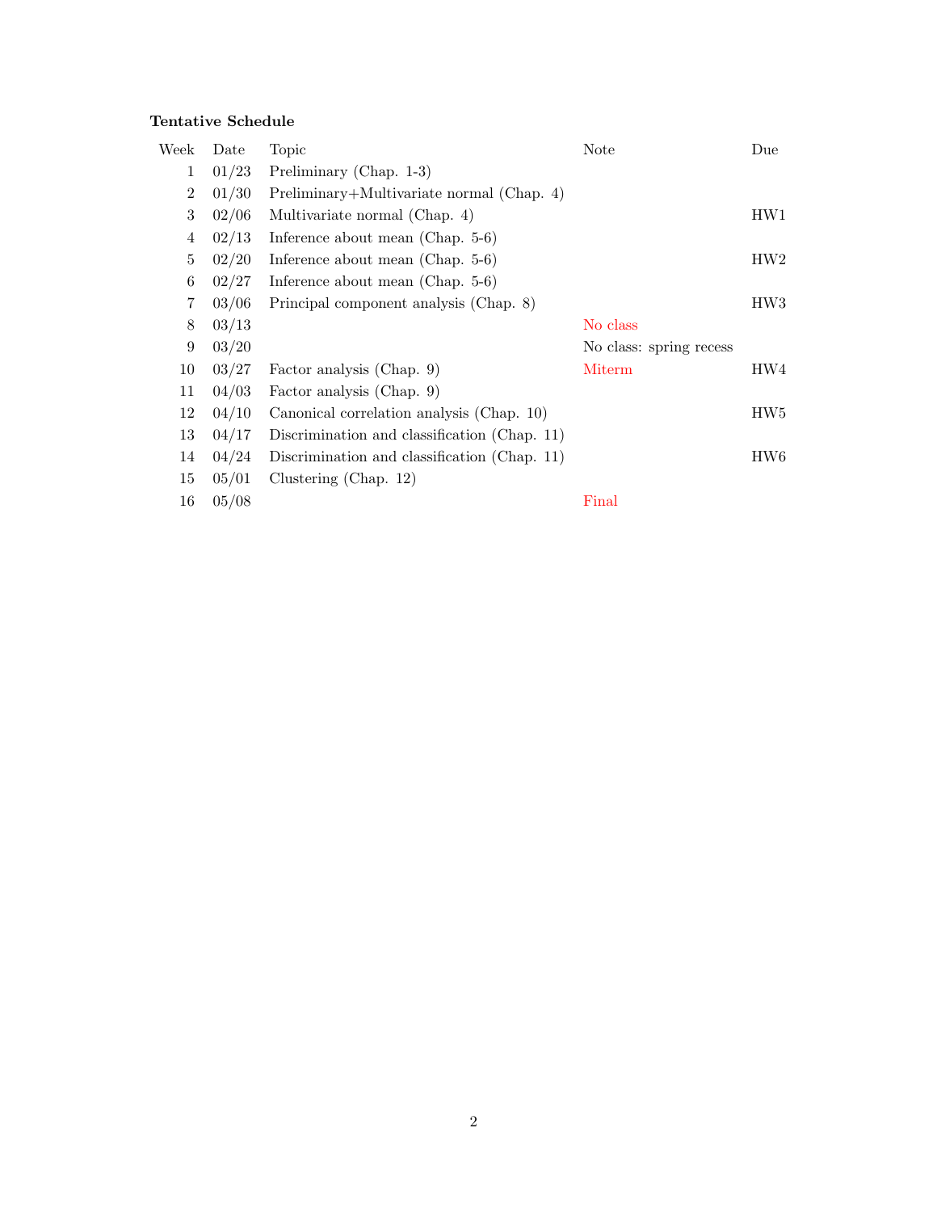**Tentative Schedule**

| Week | Date | Topic | Note | Due |
|---|---|---|---|---|
| 1 | 01/23 | Preliminary (Chap. 1-3) | | |
| 2 | 01/30 | Preliminary+Multivariate normal (Chap. 4) | | |
| 3 | 02/06 | Multivariate normal (Chap. 4) | | HW1 |
| 4 | 02/13 | Inference about mean (Chap. 5-6) | | |
| 5 | 02/20 | Inference about mean (Chap. 5-6) | | HW2 |
| 6 | 02/27 | Inference about mean (Chap. 5-6) | | |
| 7 | 03/06 | Principal component analysis (Chap. 8) | | HW3 |
| 8 | 03/13 | | No class | |
| 9 | 03/20 | | No class: spring recess | |
| 10 | 03/27 | Factor analysis (Chap. 9) | Miterm | HW4 |
| 11 | 04/03 | Factor analysis (Chap. 9) | | |
| 12 | 04/10 | Canonical correlation analysis (Chap. 10) | | HW5 |
| 13 | 04/17 | Discrimination and classification (Chap. 11) | | |
| 14 | 04/24 | Discrimination and classification (Chap. 11) | | HW6 |
| 15 | 05/01 | Clustering (Chap. 12) | | |
| 16 | 05/08 | | Final | |